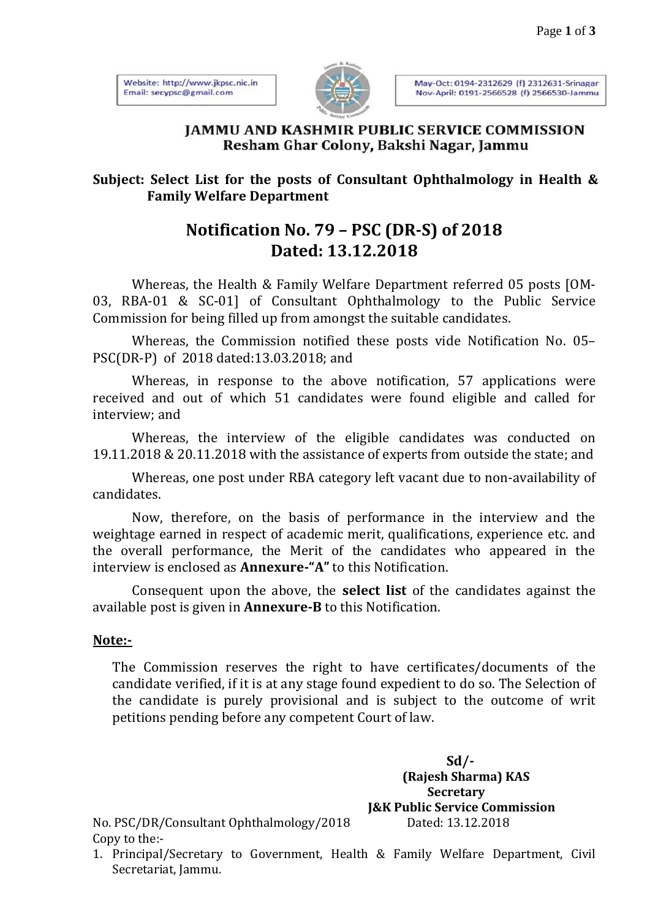Website: http://www.jkpsc.nic.in
Email: secypsc@gmail.com

May-Oct: 0194-2312629 (f) 2312631-Srinagar
Nov-April: 0191-2566528 (f) 2566530-Jammu

## JAMMU AND KASHMIR PUBLIC SERVICE COMMISSION
### Resham Ghar Colony, Bakshi Nagar, Jammu

**Subject: Select List for the posts of Consultant Ophthalmology in Health & Family Welfare Department**

## Notification No. 79 – PSC (DR-S) of 2018
## Dated: 13.12.2018

Whereas, the Health & Family Welfare Department referred 05 posts [OM-03, RBA-01 & SC-01] of Consultant Ophthalmology to the Public Service Commission for being filled up from amongst the suitable candidates.

Whereas, the Commission notified these posts vide Notification No. 05–PSC(DR-P) of 2018 dated:13.03.2018; and

Whereas, in response to the above notification, 57 applications were received and out of which 51 candidates were found eligible and called for interview; and

Whereas, the interview of the eligible candidates was conducted on 19.11.2018 & 20.11.2018 with the assistance of experts from outside the state; and

Whereas, one post under RBA category left vacant due to non-availability of candidates.

Now, therefore, on the basis of performance in the interview and the weightage earned in respect of academic merit, qualifications, experience etc. and the overall performance, the Merit of the candidates who appeared in the interview is enclosed as **Annexure-"A"** to this Notification.

Consequent upon the above, the **select list** of the candidates against the available post is given in **Annexure-B** to this Notification.

**Note:-**

The Commission reserves the right to have certificates/documents of the candidate verified, if it is at any stage found expedient to do so. The Selection of the candidate is purely provisional and is subject to the outcome of writ petitions pending before any competent Court of law.

**Sd/-**
**(Rajesh Sharma) KAS**
**Secretary**
**J&K Public Service Commission**

No. PSC/DR/Consultant Ophthalmology/2018 Dated: 13.12.2018

Copy to the:-

1. Principal/Secretary to Government, Health & Family Welfare Department, Civil Secretariat, Jammu.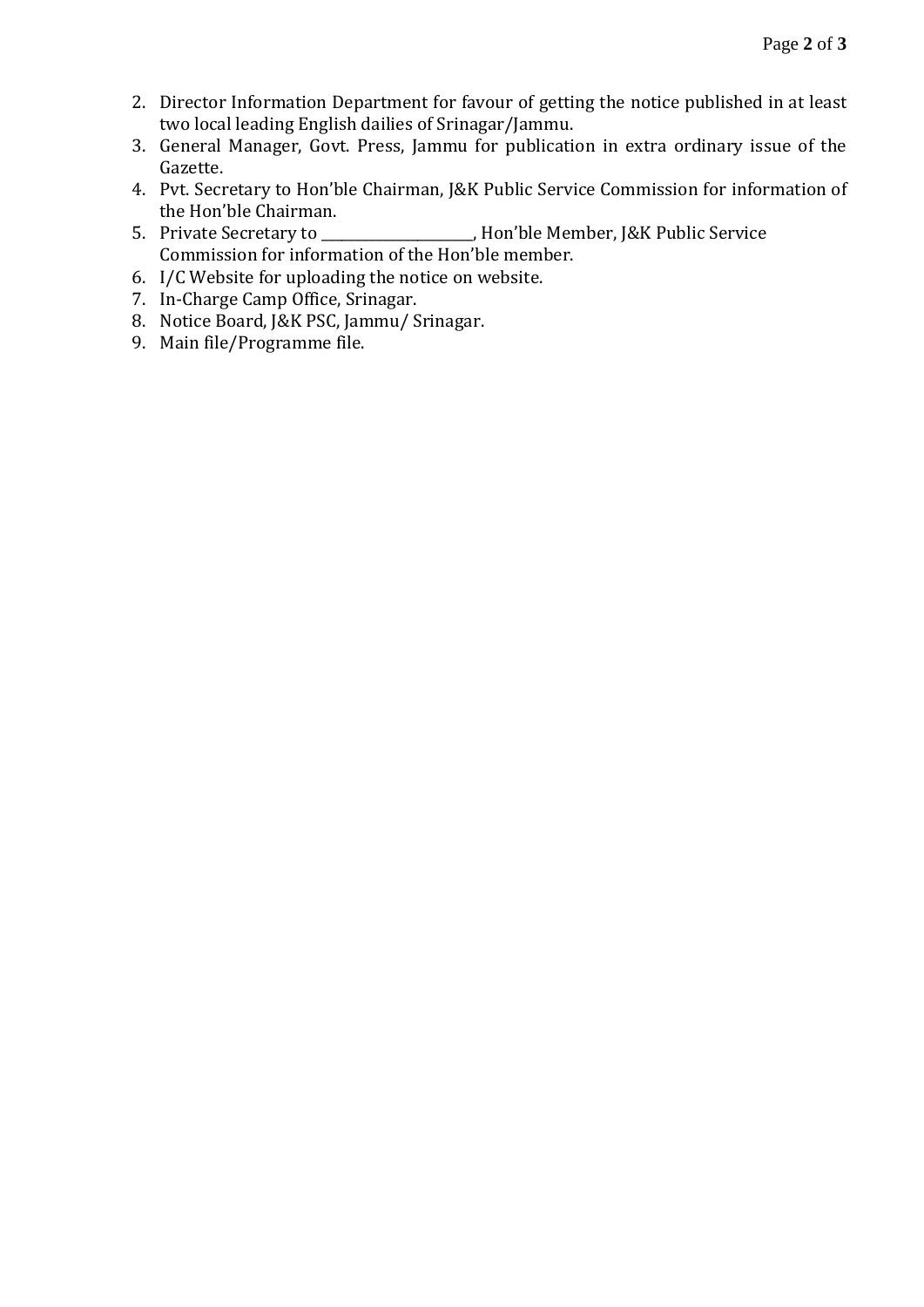2. Director Information Department for favour of getting the notice published in at least two local leading English dailies of Srinagar/Jammu.
3. General Manager, Govt. Press, Jammu for publication in extra ordinary issue of the Gazette.
4. Pvt. Secretary to Hon'ble Chairman, J&K Public Service Commission for information of the Hon'ble Chairman.
5. Private Secretary to ______________________, Hon'ble Member, J&K Public Service Commission for information of the Hon'ble member.
6. I/C Website for uploading the notice on website.
7. In-Charge Camp Office, Srinagar.
8. Notice Board, J&K PSC, Jammu/ Srinagar.
9. Main file/Programme file.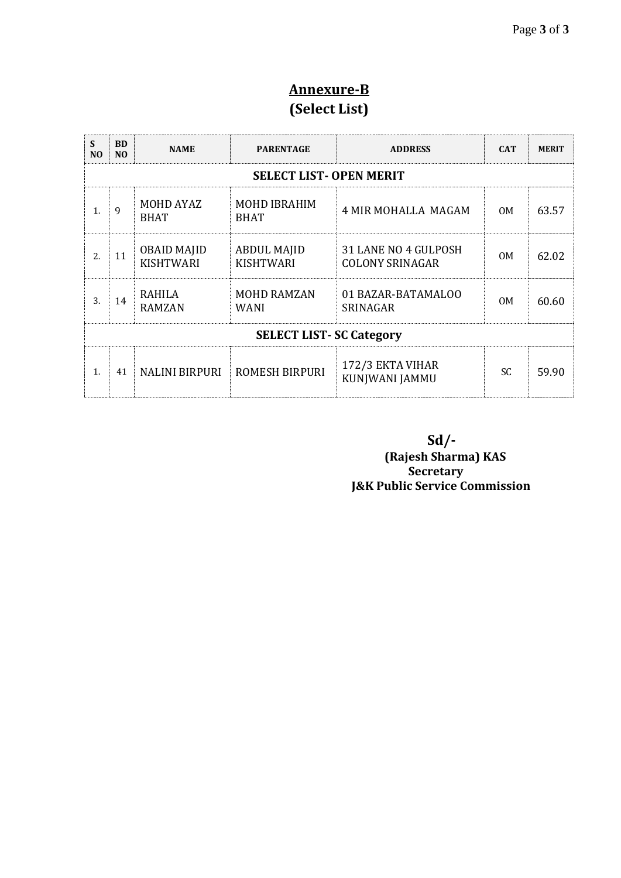## Annexure-B
## (Select List)

| S NO | BD NO | NAME | PARENTAGE | ADDRESS | CAT | MERIT |
|---|---|---|---|---|---|---|
| **SELECT LIST- OPEN MERIT** | | | | | | |
| 1. | 9 | MOHD AYAZ BHAT | MOHD IBRAHIM BHAT | 4 MIR MOHALLA MAGAM | OM | 63.57 |
| 2. | 11 | OBAID MAJID KISHTWARI | ABDUL MAJID KISHTWARI | 31 LANE NO 4 GULPOSH COLONY SRINAGAR | OM | 62.02 |
| 3. | 14 | RAHILA RAMZAN | MOHD RAMZAN WANI | 01 BAZAR-BATAMALOO SRINAGAR | OM | 60.60 |
| **SELECT LIST- SC Category** | | | | | | |
| 1. | 41 | NALINI BIRPURI | ROMESH BIRPURI | 172/3 EKTA VIHAR KUNJWANI JAMMU | SC | 59.90 |

**Sd/-**
**(Rajesh Sharma) KAS**
**Secretary**
**J&K Public Service Commission**